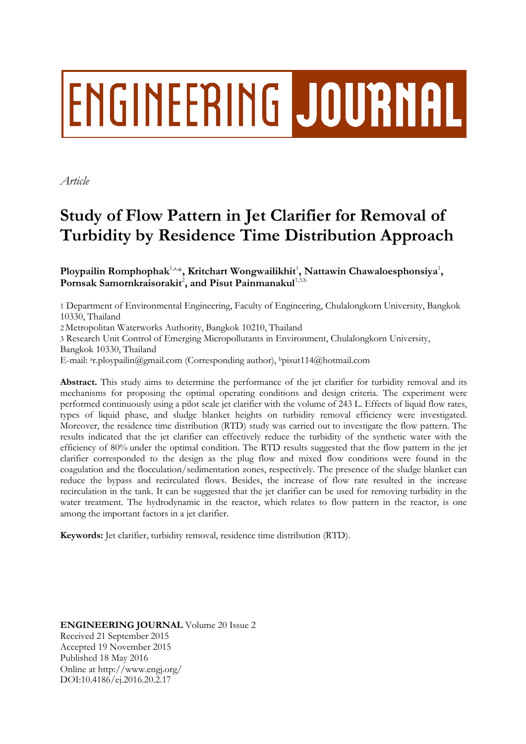# ENGINEERING JOURNAL

*Article*

# Study of Flow Pattern in Jet Clarifier for Removal of Turbidity by Residence Time Distribution Approach

**Ploypailin Romphophak**[1,a,*]**, Kritchart Wongwailikhit**[1]**, Nattawin Chawaloesphonsiya**[1]**, Pornsak Samornkraisorakit**[2]**, and Pisut Painmanakul**[1,3,b]

1 Department of Environmental Engineering, Faculty of Engineering, Chulalongkorn University, Bangkok 10330, Thailand

2 Metropolitan Waterworks Authority, Bangkok 10210, Thailand

3 Research Unit Control of Emerging Micropollutants in Environment, Chulalongkorn University, Bangkok 10330, Thailand

E-mail: [a]r.ploypailin@gmail.com (Corresponding author), [b]pisut114@hotmail.com

**Abstract.** This study aims to determine the performance of the jet clarifier for turbidity removal and its mechanisms for proposing the optimal operating conditions and design criteria. The experiment were performed continuously using a pilot scale jet clarifier with the volume of 243 L. Effects of liquid flow rates, types of liquid phase, and sludge blanket heights on turbidity removal efficiency were investigated. Moreover, the residence time distribution (RTD) study was carried out to investigate the flow pattern. The results indicated that the jet clarifier can effectively reduce the turbidity of the synthetic water with the efficiency of 80% under the optimal condition. The RTD results suggested that the flow pattern in the jet clarifier corresponded to the design as the plug flow and mixed flow conditions were found in the coagulation and the flocculation/sedimentation zones, respectively. The presence of the sludge blanket can reduce the bypass and recirculated flows. Besides, the increase of flow rate resulted in the increase recirculation in the tank. It can be suggested that the jet clarifier can be used for removing turbidity in the water treatment. The hydrodynamic in the reactor, which relates to flow pattern in the reactor, is one among the important factors in a jet clarifier.

**Keywords:** Jet clarifier, turbidity removal, residence time distribution (RTD).

**ENGINEERING JOURNAL** Volume 20 Issue 2
Received 21 September 2015
Accepted 19 November 2015
Published 18 May 2016
Online at http://www.engj.org/
DOI:10.4186/ej.2016.20.2.17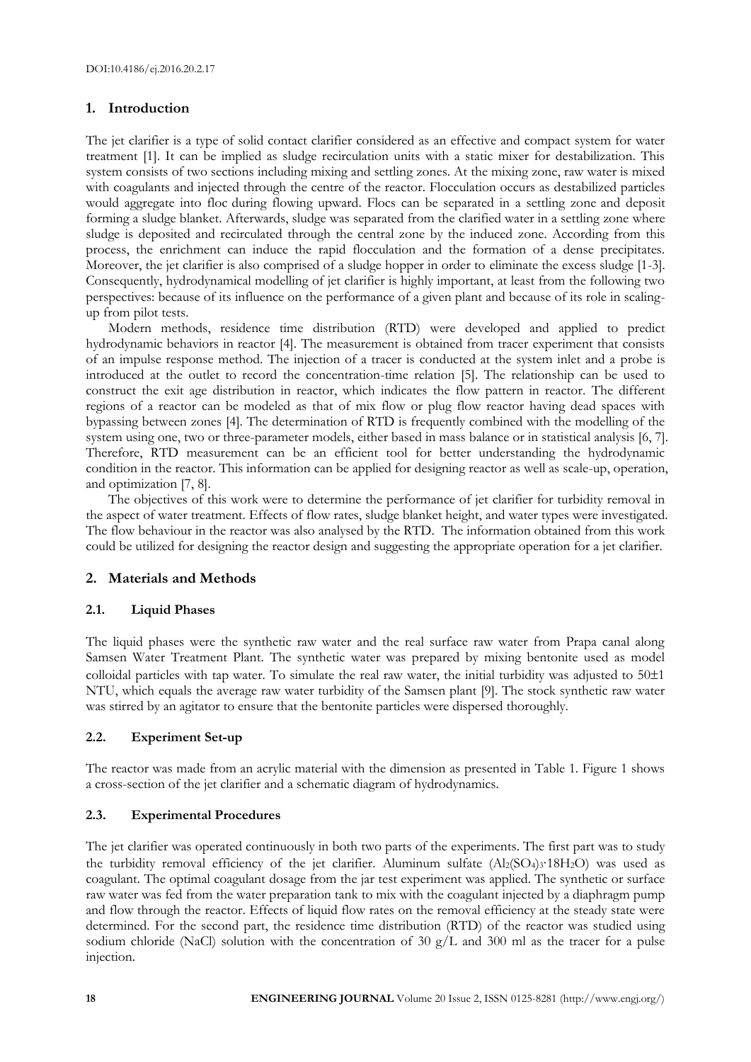## 1. Introduction

The jet clarifier is a type of solid contact clarifier considered as an effective and compact system for water treatment [1]. It can be implied as sludge recirculation units with a static mixer for destabilization. This system consists of two sections including mixing and settling zones. At the mixing zone, raw water is mixed with coagulants and injected through the centre of the reactor. Flocculation occurs as destabilized particles would aggregate into floc during flowing upward. Flocs can be separated in a settling zone and deposit forming a sludge blanket. Afterwards, sludge was separated from the clarified water in a settling zone where sludge is deposited and recirculated through the central zone by the induced zone. According from this process, the enrichment can induce the rapid flocculation and the formation of a dense precipitates. Moreover, the jet clarifier is also comprised of a sludge hopper in order to eliminate the excess sludge [1-3]. Consequently, hydrodynamical modelling of jet clarifier is highly important, at least from the following two perspectives: because of its influence on the performance of a given plant and because of its role in scaling-up from pilot tests.

Modern methods, residence time distribution (RTD) were developed and applied to predict hydrodynamic behaviors in reactor [4]. The measurement is obtained from tracer experiment that consists of an impulse response method. The injection of a tracer is conducted at the system inlet and a probe is introduced at the outlet to record the concentration-time relation [5]. The relationship can be used to construct the exit age distribution in reactor, which indicates the flow pattern in reactor. The different regions of a reactor can be modeled as that of mix flow or plug flow reactor having dead spaces with bypassing between zones [4]. The determination of RTD is frequently combined with the modelling of the system using one, two or three-parameter models, either based in mass balance or in statistical analysis [6, 7]. Therefore, RTD measurement can be an efficient tool for better understanding the hydrodynamic condition in the reactor. This information can be applied for designing reactor as well as scale-up, operation, and optimization [7, 8].

The objectives of this work were to determine the performance of jet clarifier for turbidity removal in the aspect of water treatment. Effects of flow rates, sludge blanket height, and water types were investigated. The flow behaviour in the reactor was also analysed by the RTD. The information obtained from this work could be utilized for designing the reactor design and suggesting the appropriate operation for a jet clarifier.

## 2. Materials and Methods

### 2.1. Liquid Phases

The liquid phases were the synthetic raw water and the real surface raw water from Prapa canal along Samsen Water Treatment Plant. The synthetic water was prepared by mixing bentonite used as model colloidal particles with tap water. To simulate the real raw water, the initial turbidity was adjusted to 50±1 NTU, which equals the average raw water turbidity of the Samsen plant [9]. The stock synthetic raw water was stirred by an agitator to ensure that the bentonite particles were dispersed thoroughly.

### 2.2. Experiment Set-up

The reactor was made from an acrylic material with the dimension as presented in Table 1. Figure 1 shows a cross-section of the jet clarifier and a schematic diagram of hydrodynamics.

### 2.3. Experimental Procedures

The jet clarifier was operated continuously in both two parts of the experiments. The first part was to study the turbidity removal efficiency of the jet clarifier. Aluminum sulfate ($Al_2(SO_4)_3 \cdot 18H_2O$) was used as coagulant. The optimal coagulant dosage from the jar test experiment was applied. The synthetic or surface raw water was fed from the water preparation tank to mix with the coagulant injected by a diaphragm pump and flow through the reactor. Effects of liquid flow rates on the removal efficiency at the steady state were determined. For the second part, the residence time distribution (RTD) of the reactor was studied using sodium chloride (NaCl) solution with the concentration of 30 g/L and 300 ml as the tracer for a pulse injection.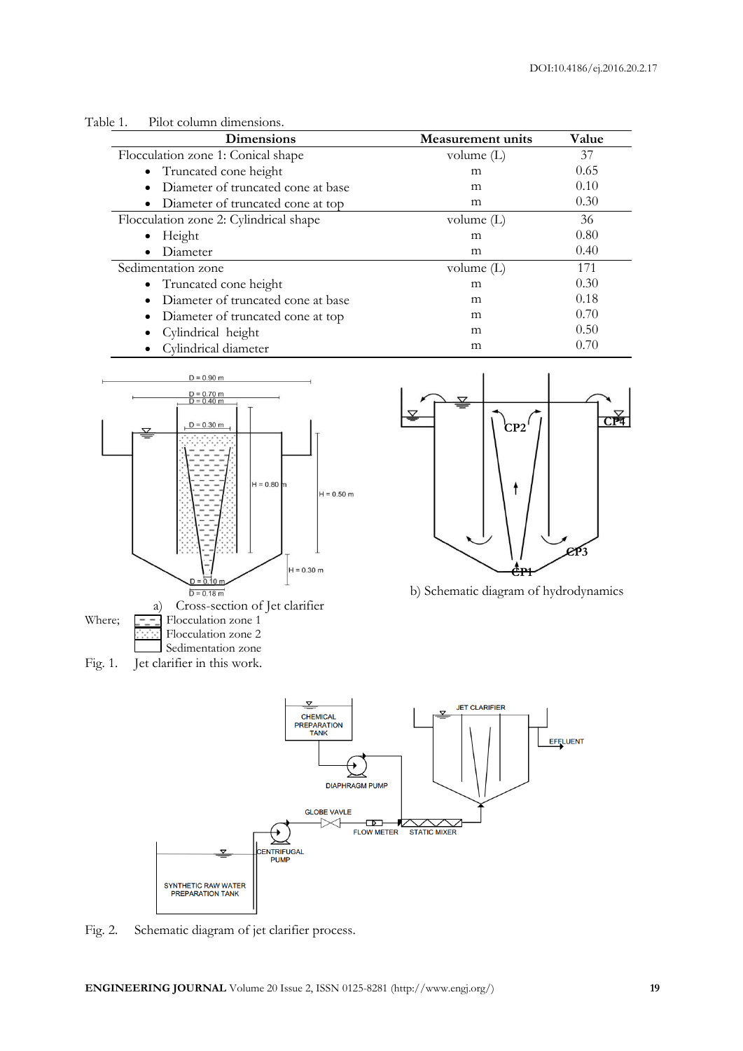Table 1. Pilot column dimensions.

| Dimensions | Measurement units | Value |
|---|---|---|
| Flocculation zone 1: Conical shape | volume (L) | 37 |
| • Truncated cone height | m | 0.65 |
| • Diameter of truncated cone at base | m | 0.10 |
| • Diameter of truncated cone at top | m | 0.30 |
| Flocculation zone 2: Cylindrical shape | volume (L) | 36 |
| • Height | m | 0.80 |
| • Diameter | m | 0.40 |
| Sedimentation zone | volume (L) | 171 |
| • Truncated cone height | m | 0.30 |
| • Diameter of truncated cone at base | m | 0.18 |
| • Diameter of truncated cone at top | m | 0.70 |
| • Cylindrical height | m | 0.50 |
| • Cylindrical diameter | m | 0.70 |

a) Cross-section of Jet clarifier

b) Schematic diagram of hydrodynamics

Where; Flocculation zone 1, Flocculation zone 2, Sedimentation zone

Fig. 1. Jet clarifier in this work.

Fig. 2. Schematic diagram of jet clarifier process.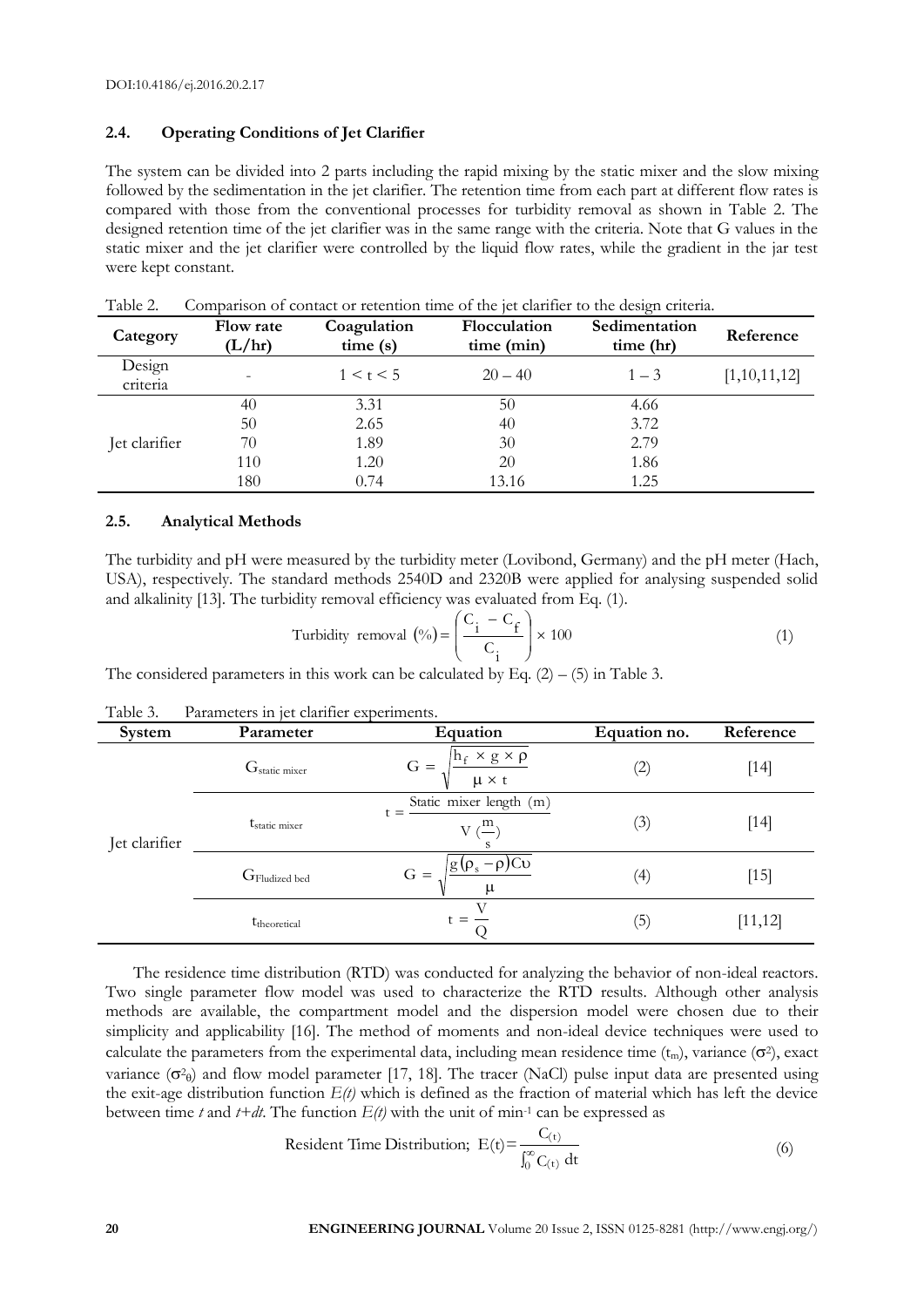DOI:10.4186/ej.2016.20.2.17

### 2.4. Operating Conditions of Jet Clarifier

The system can be divided into 2 parts including the rapid mixing by the static mixer and the slow mixing followed by the sedimentation in the jet clarifier. The retention time from each part at different flow rates is compared with those from the conventional processes for turbidity removal as shown in Table 2. The designed retention time of the jet clarifier was in the same range with the criteria. Note that G values in the static mixer and the jet clarifier were controlled by the liquid flow rates, while the gradient in the jar test were kept constant.

Table 2. Comparison of contact or retention time of the jet clarifier to the design criteria.

| Category | Flow rate (L/hr) | Coagulation time (s) | Flocculation time (min) | Sedimentation time (hr) | Reference |
|---|---|---|---|---|---|
| Design criteria | - | $1 < t < 5$ | 20 – 40 | 1 – 3 | [1,10,11,12] |
| Jet clarifier | 40 | 3.31 | 50 | 4.66 | |
| | 50 | 2.65 | 40 | 3.72 | |
| | 70 | 1.89 | 30 | 2.79 | |
| | 110 | 1.20 | 20 | 1.86 | |
| | 180 | 0.74 | 13.16 | 1.25 | |

### 2.5. Analytical Methods

The turbidity and pH were measured by the turbidity meter (Lovibond, Germany) and the pH meter (Hach, USA), respectively. The standard methods 2540D and 2320B were applied for analysing suspended solid and alkalinity [13]. The turbidity removal efficiency was evaluated from Eq. (1).

$$\text{Turbidity removal } (\%) = \left( \frac{C_i - C_f}{C_i} \right) \times 100 \tag{1}$$

The considered parameters in this work can be calculated by Eq. (2) – (5) in Table 3.

Table 3. Parameters in jet clarifier experiments.

| System | Parameter | Equation | Equation no. | Reference |
|---|---|---|---|---|
| Jet clarifier | $G_{\text{static mixer}}$ | $G = \sqrt{\frac{h_f \times g \times \rho}{\mu \times t}}$ | (2) | [14] |
| | $t_{\text{static mixer}}$ | $t = \frac{\text{Static mixer length (m)}}{V\ (\frac{m}{s})}$ | (3) | [14] |
| | $G_{\text{Fludized bed}}$ | $G = \sqrt{\frac{g(\rho_s - \rho)C\upsilon}{\mu}}$ | (4) | [15] |
| | $t_{\text{theoretical}}$ | $t = \frac{V}{Q}$ | (5) | [11,12] |

The residence time distribution (RTD) was conducted for analyzing the behavior of non-ideal reactors. Two single parameter flow model was used to characterize the RTD results. Although other analysis methods are available, the compartment model and the dispersion model were chosen due to their simplicity and applicability [16]. The method of moments and non-ideal device techniques were used to calculate the parameters from the experimental data, including mean residence time ($t_m$), variance ($\sigma^2$), exact variance ($\sigma^2_\theta$) and flow model parameter [17, 18]. The tracer (NaCl) pulse input data are presented using the exit-age distribution function *E(t)* which is defined as the fraction of material which has left the device between time *t* and *t+dt*. The function *E(t)* with the unit of $\text{min}^{-1}$ can be expressed as

$$\text{Resident Time Distribution; } E(t) = \frac{C_{(t)}}{\int_0^\infty C_{(t)}\, dt} \tag{6}$$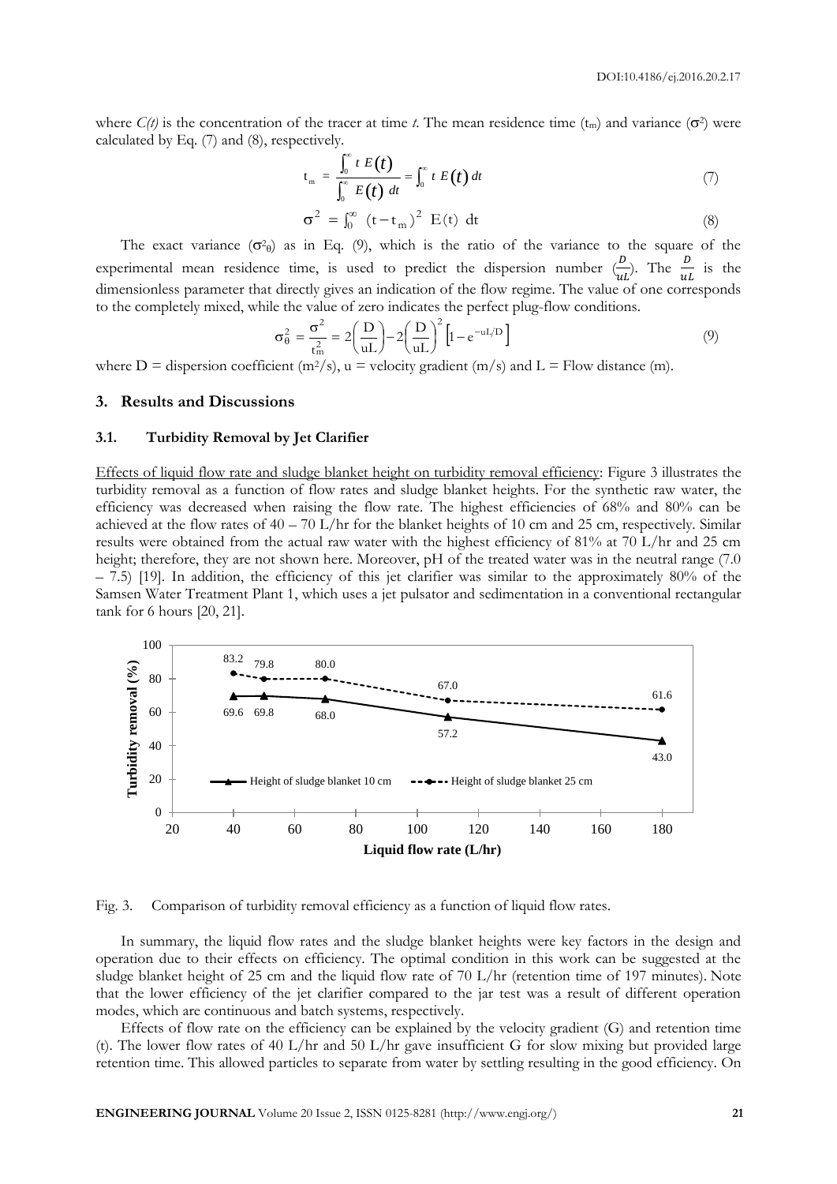where $C(t)$ is the concentration of the tracer at time $t$. The mean residence time ($t_m$) and variance ($\sigma^2$) were calculated by Eq. (7) and (8), respectively.

$$t_m = \frac{\int_0^\infty t\, E(t)}{\int_0^\infty E(t)\, dt} = \int_0^\infty t\, E(t)\, dt \tag{7}$$

$$\sigma^2 = \int_0^\infty (t - t_m)^2\, E(t)\, dt \tag{8}$$

The exact variance ($\sigma^2_\theta$) as in Eq. (9), which is the ratio of the variance to the square of the experimental mean residence time, is used to predict the dispersion number ($\frac{D}{uL}$). The $\frac{D}{uL}$ is the dimensionless parameter that directly gives an indication of the flow regime. The value of one corresponds to the completely mixed, while the value of zero indicates the perfect plug-flow conditions.

$$\sigma^2_\theta = \frac{\sigma^2}{t_m^2} = 2\left(\frac{D}{uL}\right) - 2\left(\frac{D}{uL}\right)^2 \left[1 - e^{-uL/D}\right] \tag{9}$$

where D = dispersion coefficient ($m^2/s$), u = velocity gradient (m/s) and L = Flow distance (m).

## 3. Results and Discussions

### 3.1. Turbidity Removal by Jet Clarifier

Effects of liquid flow rate and sludge blanket height on turbidity removal efficiency: Figure 3 illustrates the turbidity removal as a function of flow rates and sludge blanket heights. For the synthetic raw water, the efficiency was decreased when raising the flow rate. The highest efficiencies of 68% and 80% can be achieved at the flow rates of 40 – 70 L/hr for the blanket heights of 10 cm and 25 cm, respectively. Similar results were obtained from the actual raw water with the highest efficiency of 81% at 70 L/hr and 25 cm height; therefore, they are not shown here. Moreover, pH of the treated water was in the neutral range (7.0 – 7.5) [19]. In addition, the efficiency of this jet clarifier was similar to the approximately 80% of the Samsen Water Treatment Plant 1, which uses a jet pulsator and sedimentation in a conventional rectangular tank for 6 hours [20, 21].

Fig. 3. Comparison of turbidity removal efficiency as a function of liquid flow rates.

In summary, the liquid flow rates and the sludge blanket heights were key factors in the design and operation due to their effects on efficiency. The optimal condition in this work can be suggested at the sludge blanket height of 25 cm and the liquid flow rate of 70 L/hr (retention time of 197 minutes). Note that the lower efficiency of the jet clarifier compared to the jar test was a result of different operation modes, which are continuous and batch systems, respectively.

Effects of flow rate on the efficiency can be explained by the velocity gradient (G) and retention time (t). The lower flow rates of 40 L/hr and 50 L/hr gave insufficient G for slow mixing but provided large retention time. This allowed particles to separate from water by settling resulting in the good efficiency. On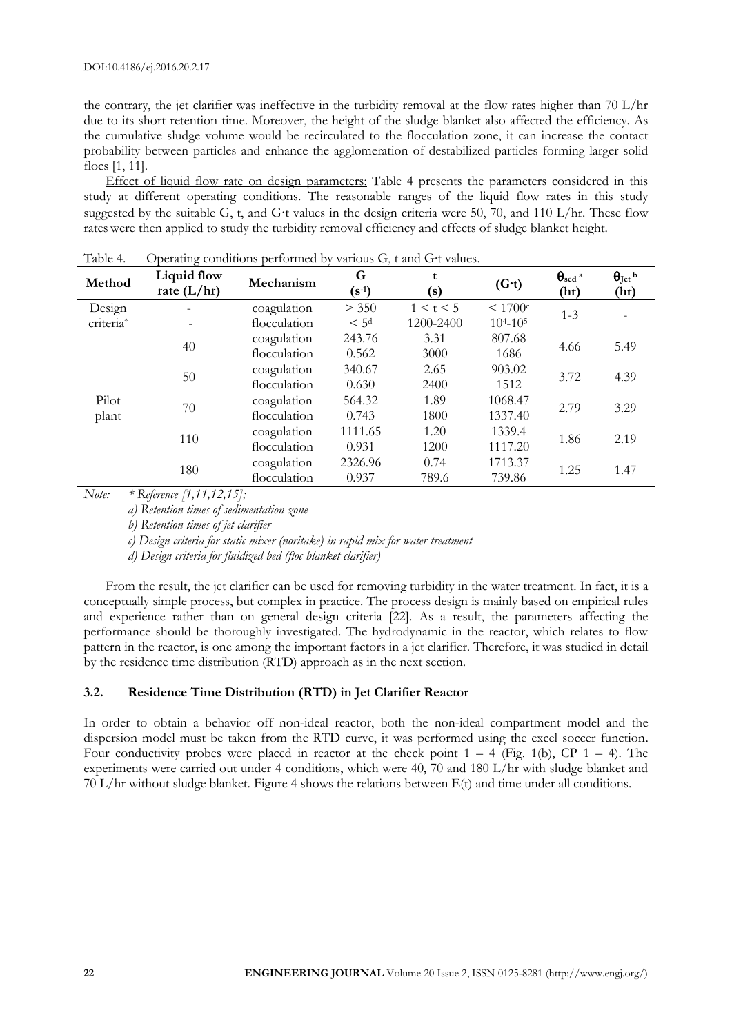the contrary, the jet clarifier was ineffective in the turbidity removal at the flow rates higher than 70 L/hr due to its short retention time. Moreover, the height of the sludge blanket also affected the efficiency. As the cumulative sludge volume would be recirculated to the flocculation zone, it can increase the contact probability between particles and enhance the agglomeration of destabilized particles forming larger solid flocs [1, 11].

Effect of liquid flow rate on design parameters: Table 4 presents the parameters considered in this study at different operating conditions. The reasonable ranges of the liquid flow rates in this study suggested by the suitable G, t, and G·t values in the design criteria were 50, 70, and 110 L/hr. These flow rates were then applied to study the turbidity removal efficiency and effects of sludge blanket height.

Table 4. Operating conditions performed by various G, t and G·t values.

| Method | Liquid flow rate (L/hr) | Mechanism | G ($s^{-1}$) | t (s) | (G·t) | $\theta_{sed}$ [a] (hr) | $\theta_{Jet}$ [b] (hr) |
|---|---|---|---|---|---|---|---|
| Design criteria* | - | coagulation | > 350 | 1 < t < 5 | < 1700[c] | 1-3 | - |
| | - | flocculation | < 5[d] | 1200-2400 | $10^4$-$10^5$ | | |
| Pilot plant | 40 | coagulation | 243.76 | 3.31 | 807.68 | 4.66 | 5.49 |
| | | flocculation | 0.562 | 3000 | 1686 | | |
| | 50 | coagulation | 340.67 | 2.65 | 903.02 | 3.72 | 4.39 |
| | | flocculation | 0.630 | 2400 | 1512 | | |
| | 70 | coagulation | 564.32 | 1.89 | 1068.47 | 2.79 | 3.29 |
| | | flocculation | 0.743 | 1800 | 1337.40 | | |
| | 110 | coagulation | 1111.65 | 1.20 | 1339.4 | 1.86 | 2.19 |
| | | flocculation | 0.931 | 1200 | 1117.20 | | |
| | 180 | coagulation | 2326.96 | 0.74 | 1713.37 | 1.25 | 1.47 |
| | | flocculation | 0.937 | 789.6 | 739.86 | | |

*Note:* *\* Reference [1,11,12,15];*

*a) Retention times of sedimentation zone*

*b) Retention times of jet clarifier*

*c) Design criteria for static mixer (noritake) in rapid mix for water treatment*

*d) Design criteria for fluidized bed (floc blanket clarifier)*

From the result, the jet clarifier can be used for removing turbidity in the water treatment. In fact, it is a conceptually simple process, but complex in practice. The process design is mainly based on empirical rules and experience rather than on general design criteria [22]. As a result, the parameters affecting the performance should be thoroughly investigated. The hydrodynamic in the reactor, which relates to flow pattern in the reactor, is one among the important factors in a jet clarifier. Therefore, it was studied in detail by the residence time distribution (RTD) approach as in the next section.

### 3.2. Residence Time Distribution (RTD) in Jet Clarifier Reactor

In order to obtain a behavior off non-ideal reactor, both the non-ideal compartment model and the dispersion model must be taken from the RTD curve, it was performed using the excel soccer function. Four conductivity probes were placed in reactor at the check point 1 – 4 (Fig. 1(b), CP 1 – 4). The experiments were carried out under 4 conditions, which were 40, 70 and 180 L/hr with sludge blanket and 70 L/hr without sludge blanket. Figure 4 shows the relations between E(t) and time under all conditions.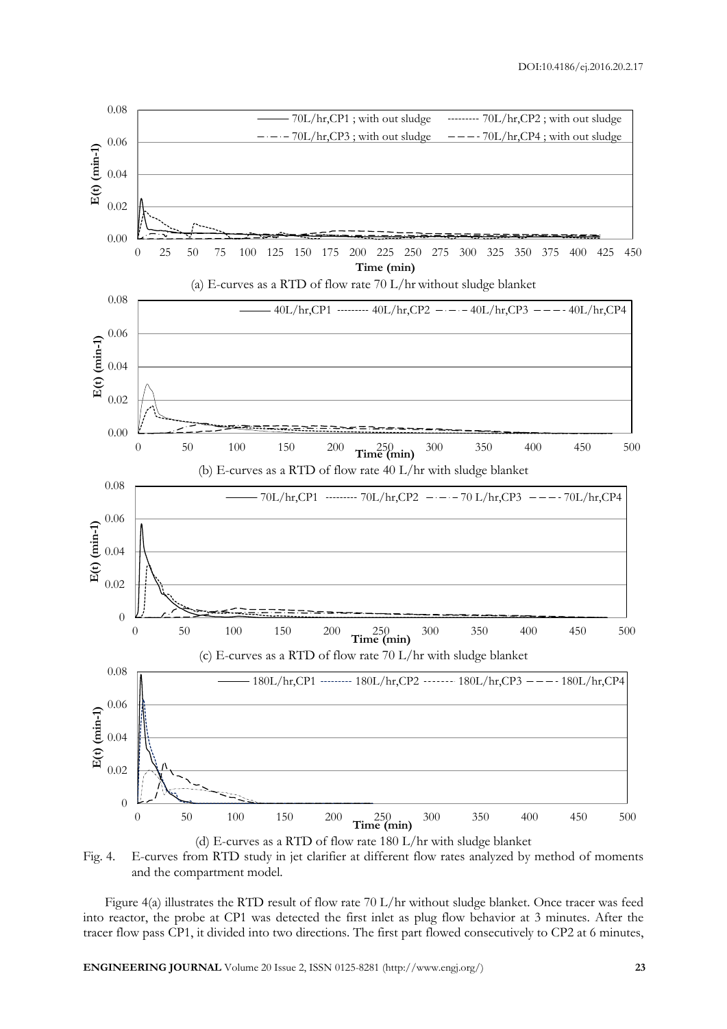(a) E-curves as a RTD of flow rate 70 L/hr without sludge blanket

(b) E-curves as a RTD of flow rate 40 L/hr with sludge blanket

(c) E-curves as a RTD of flow rate 70 L/hr with sludge blanket

(d) E-curves as a RTD of flow rate 180 L/hr with sludge blanket

Fig. 4. E-curves from RTD study in jet clarifier at different flow rates analyzed by method of moments and the compartment model.

Figure 4(a) illustrates the RTD result of flow rate 70 L/hr without sludge blanket. Once tracer was feed into reactor, the probe at CP1 was detected the first inlet as plug flow behavior at 3 minutes. After the tracer flow pass CP1, it divided into two directions. The first part flowed consecutively to CP2 at 6 minutes,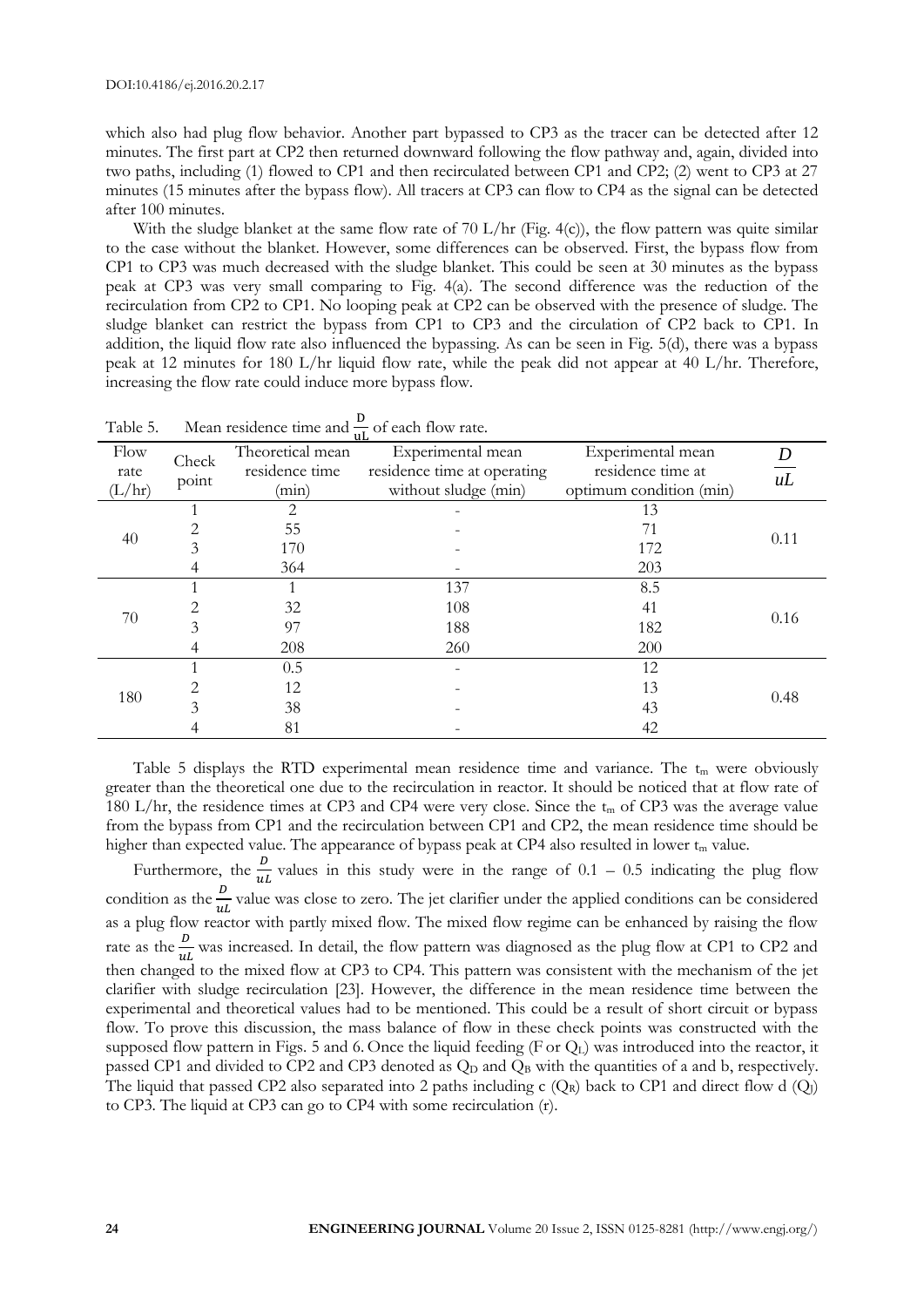which also had plug flow behavior. Another part bypassed to CP3 as the tracer can be detected after 12 minutes. The first part at CP2 then returned downward following the flow pathway and, again, divided into two paths, including (1) flowed to CP1 and then recirculated between CP1 and CP2; (2) went to CP3 at 27 minutes (15 minutes after the bypass flow). All tracers at CP3 can flow to CP4 as the signal can be detected after 100 minutes.

With the sludge blanket at the same flow rate of 70 L/hr (Fig. 4(c)), the flow pattern was quite similar to the case without the blanket. However, some differences can be observed. First, the bypass flow from CP1 to CP3 was much decreased with the sludge blanket. This could be seen at 30 minutes as the bypass peak at CP3 was very small comparing to Fig. 4(a). The second difference was the reduction of the recirculation from CP2 to CP1. No looping peak at CP2 can be observed with the presence of sludge. The sludge blanket can restrict the bypass from CP1 to CP3 and the circulation of CP2 back to CP1. In addition, the liquid flow rate also influenced the bypassing. As can be seen in Fig. 5(d), there was a bypass peak at 12 minutes for 180 L/hr liquid flow rate, while the peak did not appear at 40 L/hr. Therefore, increasing the flow rate could induce more bypass flow.

Table 5. Mean residence time and $\frac{D}{uL}$ of each flow rate.

| Flow rate (L/hr) | Check point | Theoretical mean residence time (min) | Experimental mean residence time at operating without sludge (min) | Experimental mean residence time at optimum condition (min) | $\frac{D}{uL}$ |
|---|---|---|---|---|---|
| 40 | 1 | 2 | - | 13 | 0.11 |
| | 2 | 55 | - | 71 | |
| | 3 | 170 | - | 172 | |
| | 4 | 364 | - | 203 | |
| 70 | 1 | 1 | 137 | 8.5 | 0.16 |
| | 2 | 32 | 108 | 41 | |
| | 3 | 97 | 188 | 182 | |
| | 4 | 208 | 260 | 200 | |
| 180 | 1 | 0.5 | - | 12 | 0.48 |
| | 2 | 12 | - | 13 | |
| | 3 | 38 | - | 43 | |
| | 4 | 81 | - | 42 | |

Table 5 displays the RTD experimental mean residence time and variance. The $t_m$ were obviously greater than the theoretical one due to the recirculation in reactor. It should be noticed that at flow rate of 180 L/hr, the residence times at CP3 and CP4 were very close. Since the $t_m$ of CP3 was the average value from the bypass from CP1 and the recirculation between CP1 and CP2, the mean residence time should be higher than expected value. The appearance of bypass peak at CP4 also resulted in lower $t_m$ value.

Furthermore, the $\frac{D}{uL}$ values in this study were in the range of 0.1 – 0.5 indicating the plug flow condition as the $\frac{D}{uL}$ value was close to zero. The jet clarifier under the applied conditions can be considered as a plug flow reactor with partly mixed flow. The mixed flow regime can be enhanced by raising the flow rate as the $\frac{D}{uL}$ was increased. In detail, the flow pattern was diagnosed as the plug flow at CP1 to CP2 and then changed to the mixed flow at CP3 to CP4. This pattern was consistent with the mechanism of the jet clarifier with sludge recirculation [23]. However, the difference in the mean residence time between the experimental and theoretical values had to be mentioned. This could be a result of short circuit or bypass flow. To prove this discussion, the mass balance of flow in these check points was constructed with the supposed flow pattern in Figs. 5 and 6. Once the liquid feeding (F or $Q_L$) was introduced into the reactor, it passed CP1 and divided to CP2 and CP3 denoted as $Q_D$ and $Q_B$ with the quantities of a and b, respectively. The liquid that passed CP2 also separated into 2 paths including c ($Q_R$) back to CP1 and direct flow d ($Q_J$) to CP3. The liquid at CP3 can go to CP4 with some recirculation (r).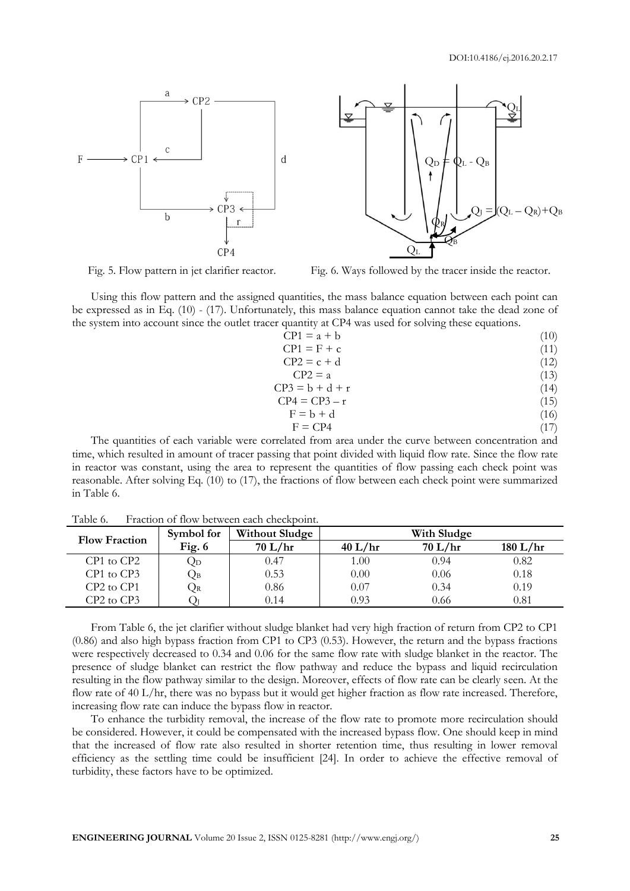Fig. 5. Flow pattern in jet clarifier reactor.

Fig. 6. Ways followed by the tracer inside the reactor.

Using this flow pattern and the assigned quantities, the mass balance equation between each point can be expressed as in Eq. (10) - (17). Unfortunately, this mass balance equation cannot take the dead zone of the system into account since the outlet tracer quantity at CP4 was used for solving these equations.

$$CP1 = a + b \tag{10}$$

$$CP1 = F + c \tag{11}$$

$$CP2 = c + d \tag{12}$$

$$CP2 = a \tag{13}$$

$$CP3 = b + d + r \tag{14}$$

$$CP4 = CP3 - r \tag{15}$$

$$F = b + d \tag{16}$$

$$F = CP4 \tag{17}$$

The quantities of each variable were correlated from area under the curve between concentration and time, which resulted in amount of tracer passing that point divided with liquid flow rate. Since the flow rate in reactor was constant, using the area to represent the quantities of flow passing each check point was reasonable. After solving Eq. (10) to (17), the fractions of flow between each check point were summarized in Table 6.

Table 6. Fraction of flow between each checkpoint.

| Flow Fraction | Symbol for Fig. 6 | Without Sludge | With Sludge | | |
|---|---|---|---|---|---|
| | | 70 L/hr | 40 L/hr | 70 L/hr | 180 L/hr |
| CP1 to CP2 | $Q_D$ | 0.47 | 1.00 | 0.94 | 0.82 |
| CP1 to CP3 | $Q_B$ | 0.53 | 0.00 | 0.06 | 0.18 |
| CP2 to CP1 | $Q_R$ | 0.86 | 0.07 | 0.34 | 0.19 |
| CP2 to CP3 | $Q_J$ | 0.14 | 0.93 | 0.66 | 0.81 |

From Table 6, the jet clarifier without sludge blanket had very high fraction of return from CP2 to CP1 (0.86) and also high bypass fraction from CP1 to CP3 (0.53). However, the return and the bypass fractions were respectively decreased to 0.34 and 0.06 for the same flow rate with sludge blanket in the reactor. The presence of sludge blanket can restrict the flow pathway and reduce the bypass and liquid recirculation resulting in the flow pathway similar to the design. Moreover, effects of flow rate can be clearly seen. At the flow rate of 40 L/hr, there was no bypass but it would get higher fraction as flow rate increased. Therefore, increasing flow rate can induce the bypass flow in reactor.

To enhance the turbidity removal, the increase of the flow rate to promote more recirculation should be considered. However, it could be compensated with the increased bypass flow. One should keep in mind that the increased of flow rate also resulted in shorter retention time, thus resulting in lower removal efficiency as the settling time could be insufficient [24]. In order to achieve the effective removal of turbidity, these factors have to be optimized.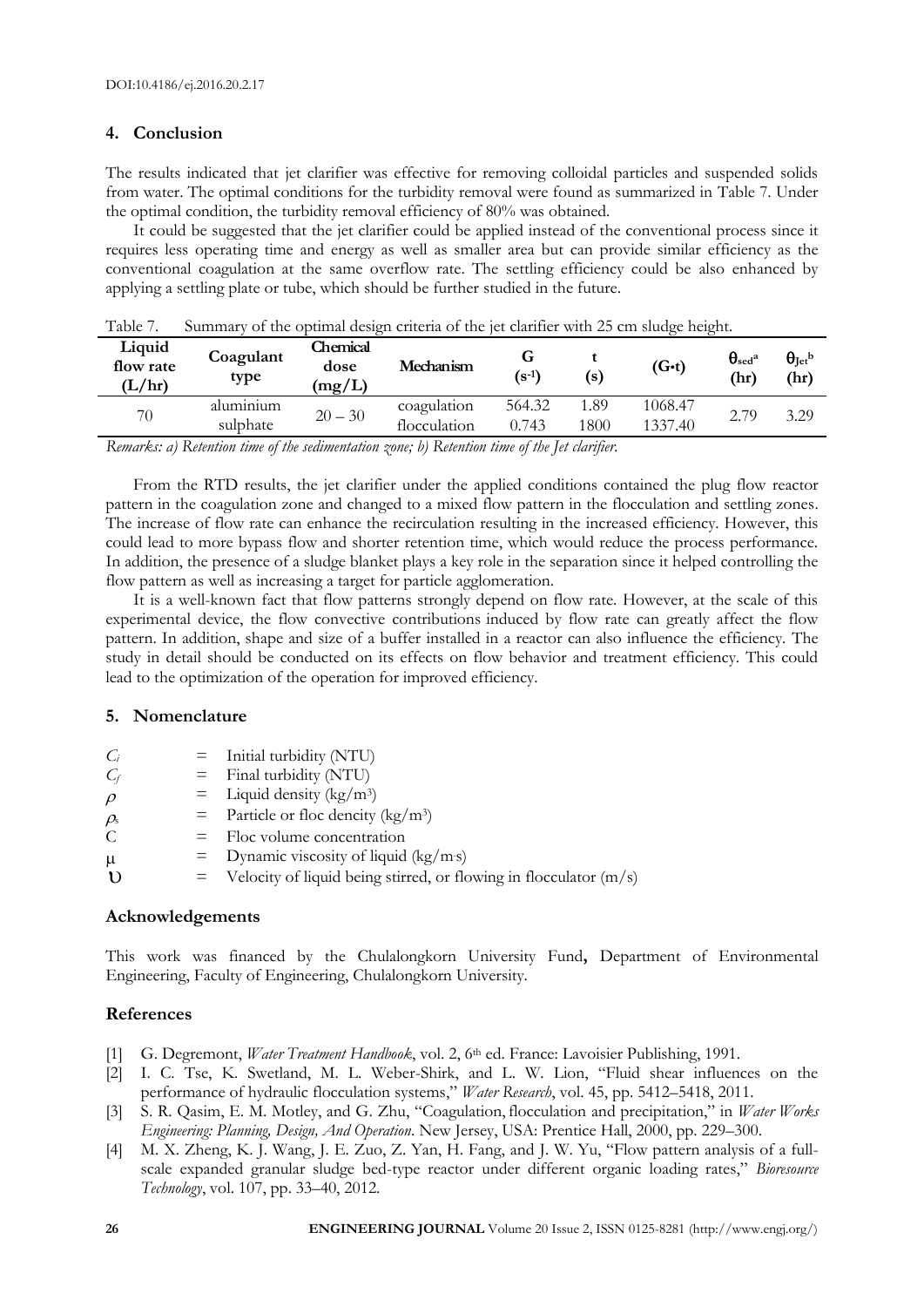## 4. Conclusion

The results indicated that jet clarifier was effective for removing colloidal particles and suspended solids from water. The optimal conditions for the turbidity removal were found as summarized in Table 7. Under the optimal condition, the turbidity removal efficiency of 80% was obtained.

It could be suggested that the jet clarifier could be applied instead of the conventional process since it requires less operating time and energy as well as smaller area but can provide similar efficiency as the conventional coagulation at the same overflow rate. The settling efficiency could be also enhanced by applying a settling plate or tube, which should be further studied in the future.

Table 7. Summary of the optimal design criteria of the jet clarifier with 25 cm sludge height.

| Liquid flow rate (L/hr) | Coagulant type | Chemical dose (mg/L) | Mechanism | G ($s^{-1}$) | t (s) | (G•t) | $\theta_{sed}$[a] (hr) | $\theta_{Jet}$[b] (hr) |
|---|---|---|---|---|---|---|---|---|
| 70 | aluminium sulphate | 20 – 30 | coagulation | 564.32 | 1.89 | 1068.47 | 2.79 | 3.29 |
| | | | flocculation | 0.743 | 1800 | 1337.40 | | |

*Remarks: a) Retention time of the sedimentation zone; b) Retention time of the Jet clarifier.*

From the RTD results, the jet clarifier under the applied conditions contained the plug flow reactor pattern in the coagulation zone and changed to a mixed flow pattern in the flocculation and settling zones. The increase of flow rate can enhance the recirculation resulting in the increased efficiency. However, this could lead to more bypass flow and shorter retention time, which would reduce the process performance. In addition, the presence of a sludge blanket plays a key role in the separation since it helped controlling the flow pattern as well as increasing a target for particle agglomeration.

It is a well-known fact that flow patterns strongly depend on flow rate. However, at the scale of this experimental device, the flow convective contributions induced by flow rate can greatly affect the flow pattern. In addition, shape and size of a buffer installed in a reactor can also influence the efficiency. The study in detail should be conducted on its effects on flow behavior and treatment efficiency. This could lead to the optimization of the operation for improved efficiency.

## 5. Nomenclature

| | | |
|---|---|---|
| $C_i$ | = | Initial turbidity (NTU) |
| $C_f$ | = | Final turbidity (NTU) |
| $\rho$ | = | Liquid density (kg/m$^3$) |
| $\rho_s$ | = | Particle or floc dencity (kg/m$^3$) |
| C | = | Floc volume concentration |
| $\mu$ | = | Dynamic viscosity of liquid (kg/m·s) |
| $\upsilon$ | = | Velocity of liquid being stirred, or flowing in flocculator (m/s) |

## Acknowledgements

This work was financed by the Chulalongkorn University Fund**,** Department of Environmental Engineering, Faculty of Engineering, Chulalongkorn University.

## References

[1] G. Degremont, *Water Treatment Handbook*, vol. 2, 6th ed. France: Lavoisier Publishing, 1991.

[2] I. C. Tse, K. Swetland, M. L. Weber-Shirk, and L. W. Lion, "Fluid shear influences on the performance of hydraulic flocculation systems," *Water Research*, vol. 45, pp. 5412–5418, 2011.

[3] S. R. Qasim, E. M. Motley, and G. Zhu, "Coagulation, flocculation and precipitation," in *Water Works Engineering: Planning, Design, And Operation*. New Jersey, USA: Prentice Hall, 2000, pp. 229–300.

[4] M. X. Zheng, K. J. Wang, J. E. Zuo, Z. Yan, H. Fang, and J. W. Yu, "Flow pattern analysis of a full-scale expanded granular sludge bed-type reactor under different organic loading rates," *Bioresource Technology*, vol. 107, pp. 33–40, 2012.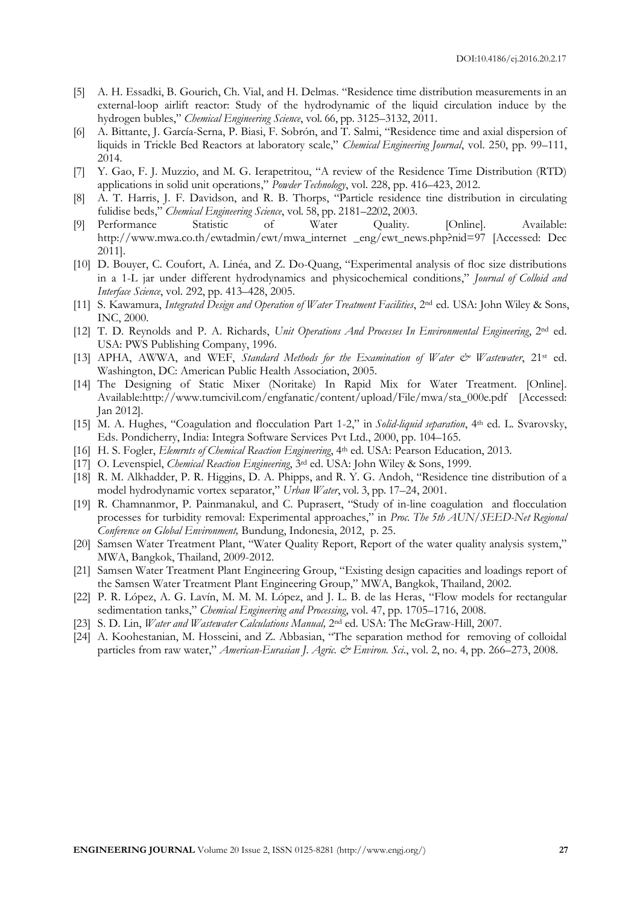[5] A. H. Essadki, B. Gourich, Ch. Vial, and H. Delmas. "Residence time distribution measurements in an external-loop airlift reactor: Study of the hydrodynamic of the liquid circulation induce by the hydrogen bubles," *Chemical Engineering Science*, vol. 66, pp. 3125–3132, 2011.

[6] A. Bittante, J. García-Serna, P. Biasi, F. Sobrón, and T. Salmi, "Residence time and axial dispersion of liquids in Trickle Bed Reactors at laboratory scale," *Chemical Engineering Journal*, vol. 250, pp. 99–111, 2014.

[7] Y. Gao, F. J. Muzzio, and M. G. Ierapetritou, "A review of the Residence Time Distribution (RTD) applications in solid unit operations," *Powder Technology*, vol. 228, pp. 416–423, 2012.

[8] A. T. Harris, J. F. Davidson, and R. B. Thorps, "Particle residence tine distribution in circulating fulidise beds," *Chemical Engineering Science*, vol. 58, pp. 2181–2202, 2003.

[9] Performance Statistic of Water Quality. [Online]. Available: http://www.mwa.co.th/ewtadmin/ewt/mwa_internet _eng/ewt_news.php?nid=97 [Accessed: Dec 2011].

[10] D. Bouyer, C. Coufort, A. Linéa, and Z. Do-Quang, "Experimental analysis of floc size distributions in a 1-L jar under different hydrodynamics and physicochemical conditions," *Journal of Colloid and Interface Science*, vol. 292, pp. 413–428, 2005.

[11] S. Kawamura, *Integrated Design and Operation of Water Treatment Facilities*, 2nd ed. USA: John Wiley & Sons, INC, 2000.

[12] T. D. Reynolds and P. A. Richards, *Unit Operations And Processes In Environmental Engineering*, 2nd ed. USA: PWS Publishing Company, 1996.

[13] APHA, AWWA, and WEF, *Standard Methods for the Examination of Water & Wastewater*, 21st ed. Washington, DC: American Public Health Association, 2005.

[14] The Designing of Static Mixer (Noritake) In Rapid Mix for Water Treatment. [Online]. Available:http://www.tumcivil.com/engfanatic/content/upload/File/mwa/sta_000e.pdf [Accessed: Jan 2012].

[15] M. A. Hughes, "Coagulation and flocculation Part 1-2," in *Solid-liquid separation*, 4th ed. L. Svarovsky, Eds. Pondicherry, India: Integra Software Services Pvt Ltd., 2000, pp. 104–165.

[16] H. S. Fogler, *Elemrnts of Chemical Reaction Engineering*, 4th ed. USA: Pearson Education, 2013.

[17] O. Levenspiel, *Chemical Reaction Engineering*, 3rd ed. USA: John Wiley & Sons, 1999.

[18] R. M. Alkhadder, P. R. Higgins, D. A. Phipps, and R. Y. G. Andoh, "Residence tine distribution of a model hydrodynamic vortex separator," *Urban Water*, vol. 3, pp. 17–24, 2001.

[19] R. Chamnanmor, P. Painmanakul, and C. Puprasert, "Study of in-line coagulation and flocculation processes for turbidity removal: Experimental approaches," in *Proc. The 5th AUN/SEED-Net Regional Conference on Global Environment,* Bundung, Indonesia, 2012, p. 25.

[20] Samsen Water Treatment Plant, "Water Quality Report, Report of the water quality analysis system," MWA, Bangkok, Thailand, 2009-2012.

[21] Samsen Water Treatment Plant Engineering Group, "Existing design capacities and loadings report of the Samsen Water Treatment Plant Engineering Group," MWA, Bangkok, Thailand, 2002.

[22] P. R. López, A. G. Lavín, M. M. M. López, and J. L. B. de las Heras, "Flow models for rectangular sedimentation tanks," *Chemical Engineering and Processing*, vol. 47, pp. 1705–1716, 2008.

[23] S. D. Lin, *Water and Wastewater Calculations Manual,* 2nd ed. USA: The McGraw-Hill, 2007.

[24] A. Koohestanian, M. Hosseini, and Z. Abbasian, "The separation method for removing of colloidal particles from raw water," *American-Eurasian J. Agric. & Environ. Sci*., vol. 2, no. 4, pp. 266–273, 2008.